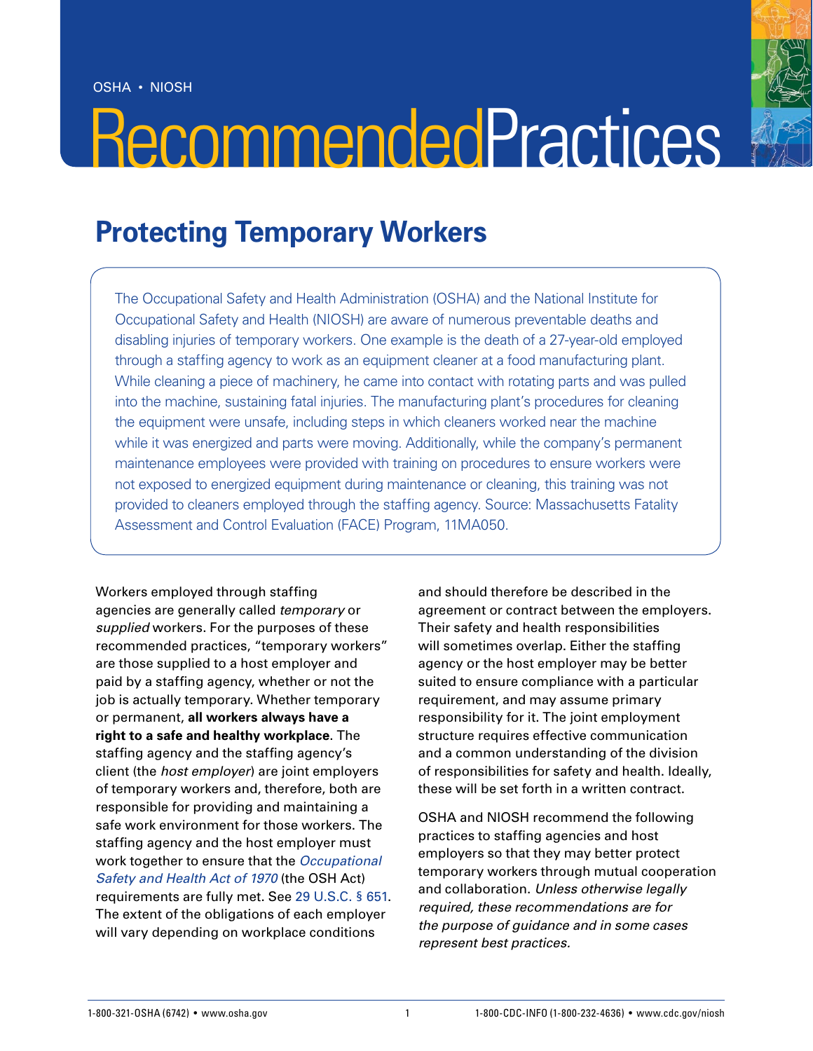OSHA • NIOSH

# Recommended Practices

## Protecting Temporary Workers

The Occupational Safety and Health Administration (OSHA) and the National Institute for Occupational Safety and Health (NIOSH) are aware of numerous preventable deaths and disabling injuries of temporary workers. One example is the death of a 27-year-old employed through a staffing agency to work as an equipment cleaner at a food manufacturing plant. While cleaning a piece of machinery, he came into contact with rotating parts and was pulled into the machine, sustaining fatal injuries. The manufacturing plant's procedures for cleaning the equipment were unsafe, including steps in which cleaners worked near the machine while it was energized and parts were moving. Additionally, while the company's permanent maintenance employees were provided with training on procedures to ensure workers were not exposed to energized equipment during maintenance or cleaning, this training was not provided to cleaners employed through the staffing agency. Source: Massachusetts Fatality Assessment and Control Evaluation (FACE) Program, 11MA050.

Workers employed through staffing agencies are generally called *temporary* or *supplied* workers. For the purposes of these recommended practices, "temporary workers" are those supplied to a host employer and paid by a staffing agency, whether or not the job is actually temporary. Whether temporary or permanent, **all workers always have a right to a safe and healthy workplace**. The staffing agency and the staffing agency's client (the *host employer*) are joint employers of temporary workers and, therefore, both are responsible for providing and maintaining a safe work environment for those workers. The staffing agency and the host employer must work together to ensure that the *Occupational Safety and Health Act of 1970* (the OSH Act) requirements are fully met. See 29 U.S.C. § 651. The extent of the obligations of each employer will vary depending on workplace conditions and should therefore be described in the agreement or contract between the employers. Their safety and health responsibilities will sometimes overlap. Either the staffing agency or the host employer may be better suited to ensure compliance with a particular requirement, and may assume primary responsibility for it. The joint employment structure requires effective communication and a common understanding of the division of responsibilities for safety and health. Ideally, these will be set forth in a written contract.

OSHA and NIOSH recommend the following practices to staffing agencies and host employers so that they may better protect temporary workers through mutual cooperation and collaboration. *Unless otherwise legally required, these recommendations are for the purpose of guidance and in some cases represent best practices.*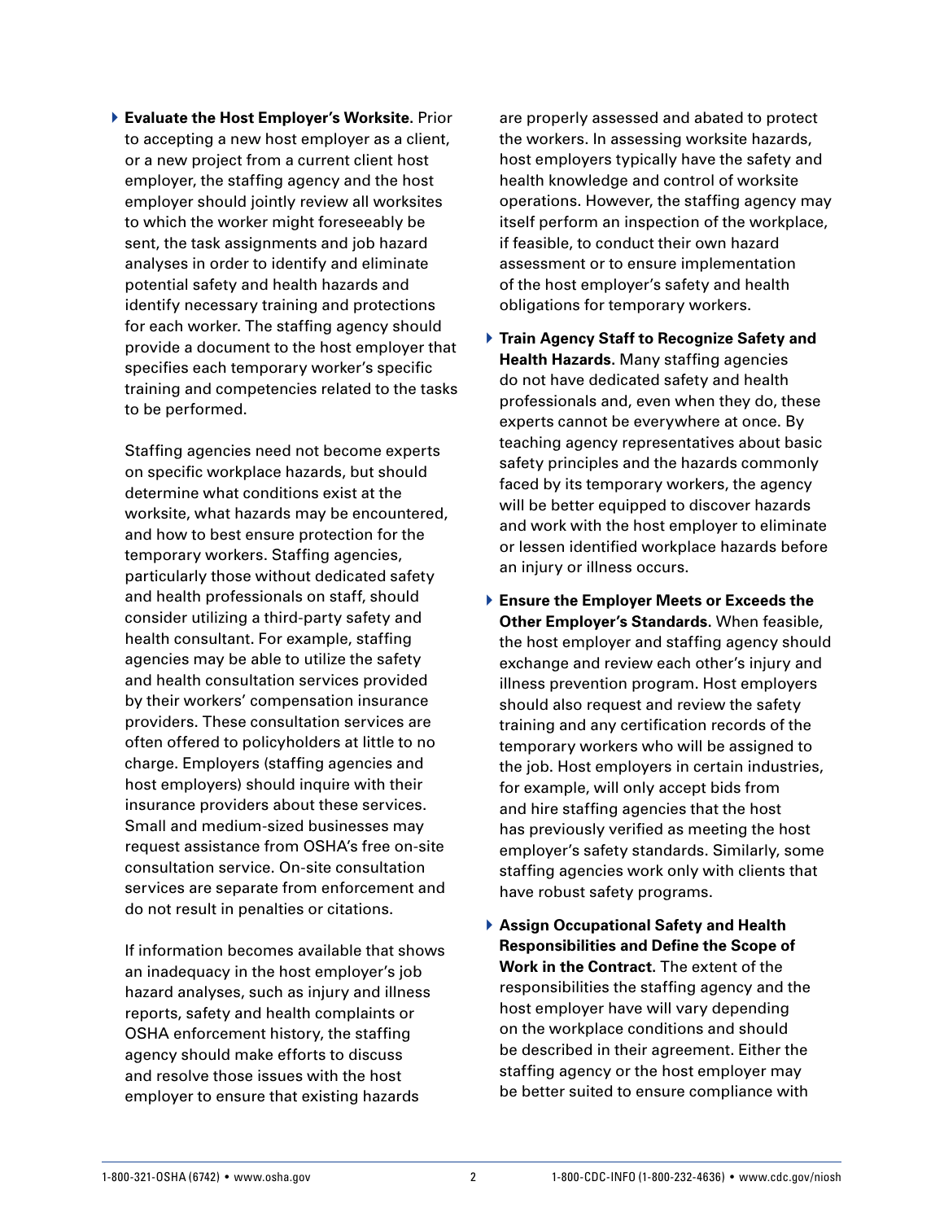- **Evaluate the Host Employer's Worksite.** Prior to accepting a new host employer as a client, or a new project from a current client host employer, the staffing agency and the host employer should jointly review all worksites to which the worker might foreseeably be sent, the task assignments and job hazard analyses in order to identify and eliminate potential safety and health hazards and identify necessary training and protections for each worker. The staffing agency should provide a document to the host employer that specifies each temporary worker's specific training and competencies related to the tasks to be performed.

  Staffing agencies need not become experts on specific workplace hazards, but should determine what conditions exist at the worksite, what hazards may be encountered, and how to best ensure protection for the temporary workers. Staffing agencies, particularly those without dedicated safety and health professionals on staff, should consider utilizing a third-party safety and health consultant. For example, staffing agencies may be able to utilize the safety and health consultation services provided by their workers' compensation insurance providers. These consultation services are often offered to policyholders at little to no charge. Employers (staffing agencies and host employers) should inquire with their insurance providers about these services. Small and medium-sized businesses may request assistance from OSHA's free on-site consultation service. On-site consultation services are separate from enforcement and do not result in penalties or citations.

  If information becomes available that shows an inadequacy in the host employer's job hazard analyses, such as injury and illness reports, safety and health complaints or OSHA enforcement history, the staffing agency should make efforts to discuss and resolve those issues with the host employer to ensure that existing hazards are properly assessed and abated to protect the workers. In assessing worksite hazards, host employers typically have the safety and health knowledge and control of worksite operations. However, the staffing agency may itself perform an inspection of the workplace, if feasible, to conduct their own hazard assessment or to ensure implementation of the host employer's safety and health obligations for temporary workers.

- **Train Agency Staff to Recognize Safety and Health Hazards.** Many staffing agencies do not have dedicated safety and health professionals and, even when they do, these experts cannot be everywhere at once. By teaching agency representatives about basic safety principles and the hazards commonly faced by its temporary workers, the agency will be better equipped to discover hazards and work with the host employer to eliminate or lessen identified workplace hazards before an injury or illness occurs.

- **Ensure the Employer Meets or Exceeds the Other Employer's Standards.** When feasible, the host employer and staffing agency should exchange and review each other's injury and illness prevention program. Host employers should also request and review the safety training and any certification records of the temporary workers who will be assigned to the job. Host employers in certain industries, for example, will only accept bids from and hire staffing agencies that the host has previously verified as meeting the host employer's safety standards. Similarly, some staffing agencies work only with clients that have robust safety programs.

- **Assign Occupational Safety and Health Responsibilities and Define the Scope of Work in the Contract.** The extent of the responsibilities the staffing agency and the host employer have will vary depending on the workplace conditions and should be described in their agreement. Either the staffing agency or the host employer may be better suited to ensure compliance with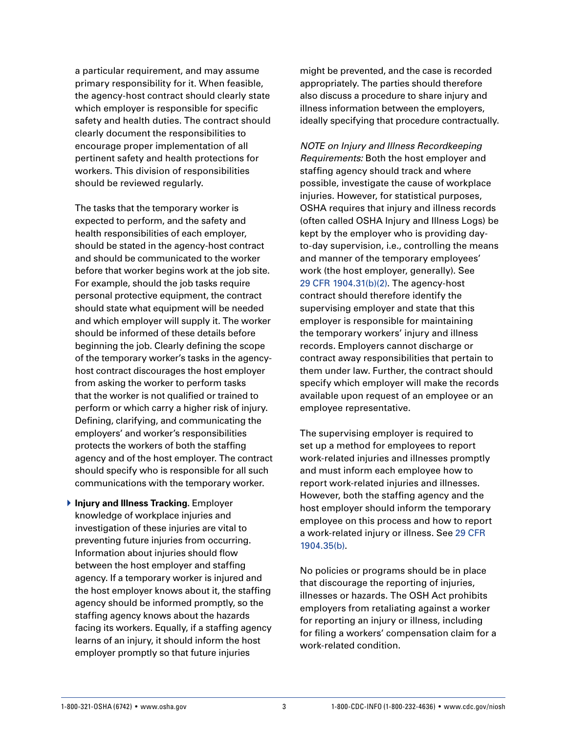a particular requirement, and may assume primary responsibility for it. When feasible, the agency-host contract should clearly state which employer is responsible for specific safety and health duties. The contract should clearly document the responsibilities to encourage proper implementation of all pertinent safety and health protections for workers. This division of responsibilities should be reviewed regularly.

The tasks that the temporary worker is expected to perform, and the safety and health responsibilities of each employer, should be stated in the agency-host contract and should be communicated to the worker before that worker begins work at the job site. For example, should the job tasks require personal protective equipment, the contract should state what equipment will be needed and which employer will supply it. The worker should be informed of these details before beginning the job. Clearly defining the scope of the temporary worker's tasks in the agency-host contract discourages the host employer from asking the worker to perform tasks that the worker is not qualified or trained to perform or which carry a higher risk of injury. Defining, clarifying, and communicating the employers' and worker's responsibilities protects the workers of both the staffing agency and of the host employer. The contract should specify who is responsible for all such communications with the temporary worker.

- **Injury and Illness Tracking.** Employer knowledge of workplace injuries and investigation of these injuries are vital to preventing future injuries from occurring. Information about injuries should flow between the host employer and staffing agency. If a temporary worker is injured and the host employer knows about it, the staffing agency should be informed promptly, so the staffing agency knows about the hazards facing its workers. Equally, if a staffing agency learns of an injury, it should inform the host employer promptly so that future injuries might be prevented, and the case is recorded appropriately. The parties should therefore also discuss a procedure to share injury and illness information between the employers, ideally specifying that procedure contractually.

*NOTE on Injury and Illness Recordkeeping Requirements:* Both the host employer and staffing agency should track and where possible, investigate the cause of workplace injuries. However, for statistical purposes, OSHA requires that injury and illness records (often called OSHA Injury and Illness Logs) be kept by the employer who is providing day-to-day supervision, i.e., controlling the means and manner of the temporary employees' work (the host employer, generally). See 29 CFR 1904.31(b)(2). The agency-host contract should therefore identify the supervising employer and state that this employer is responsible for maintaining the temporary workers' injury and illness records. Employers cannot discharge or contract away responsibilities that pertain to them under law. Further, the contract should specify which employer will make the records available upon request of an employee or an employee representative.

The supervising employer is required to set up a method for employees to report work-related injuries and illnesses promptly and must inform each employee how to report work-related injuries and illnesses. However, both the staffing agency and the host employer should inform the temporary employee on this process and how to report a work-related injury or illness. See 29 CFR 1904.35(b).

No policies or programs should be in place that discourage the reporting of injuries, illnesses or hazards. The OSH Act prohibits employers from retaliating against a worker for reporting an injury or illness, including for filing a workers' compensation claim for a work-related condition.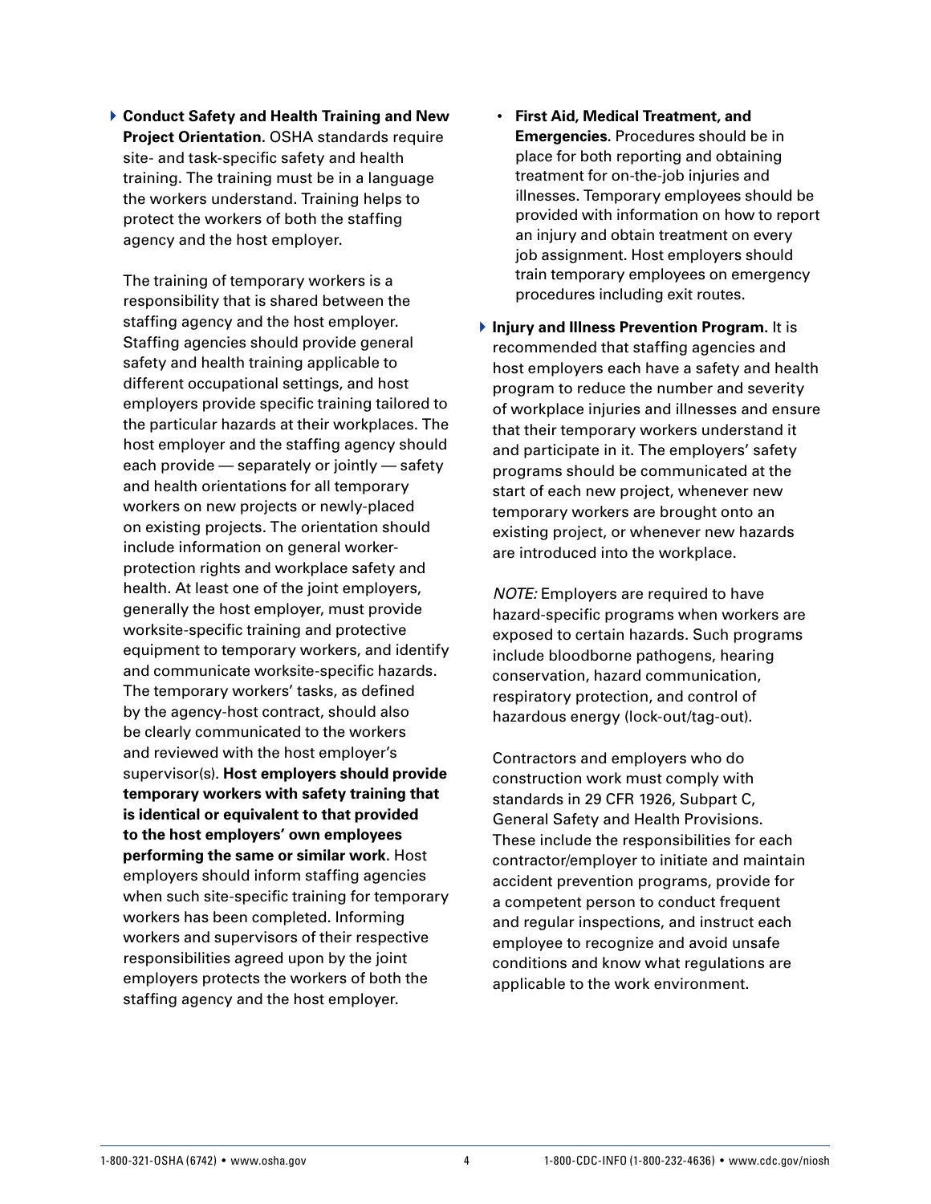- **Conduct Safety and Health Training and New Project Orientation.** OSHA standards require site- and task-specific safety and health training. The training must be in a language the workers understand. Training helps to protect the workers of both the staffing agency and the host employer.

  The training of temporary workers is a responsibility that is shared between the staffing agency and the host employer. Staffing agencies should provide general safety and health training applicable to different occupational settings, and host employers provide specific training tailored to the particular hazards at their workplaces. The host employer and the staffing agency should each provide — separately or jointly — safety and health orientations for all temporary workers on new projects or newly-placed on existing projects. The orientation should include information on general worker-protection rights and workplace safety and health. At least one of the joint employers, generally the host employer, must provide worksite-specific training and protective equipment to temporary workers, and identify and communicate worksite-specific hazards. The temporary workers' tasks, as defined by the agency-host contract, should also be clearly communicated to the workers and reviewed with the host employer's supervisor(s). **Host employers should provide temporary workers with safety training that is identical or equivalent to that provided to the host employers' own employees performing the same or similar work.** Host employers should inform staffing agencies when such site-specific training for temporary workers has been completed. Informing workers and supervisors of their respective responsibilities agreed upon by the joint employers protects the workers of both the staffing agency and the host employer.

  - **First Aid, Medical Treatment, and Emergencies.** Procedures should be in place for both reporting and obtaining treatment for on-the-job injuries and illnesses. Temporary employees should be provided with information on how to report an injury and obtain treatment on every job assignment. Host employers should train temporary employees on emergency procedures including exit routes.

- **Injury and Illness Prevention Program.** It is recommended that staffing agencies and host employers each have a safety and health program to reduce the number and severity of workplace injuries and illnesses and ensure that their temporary workers understand it and participate in it. The employers' safety programs should be communicated at the start of each new project, whenever new temporary workers are brought onto an existing project, or whenever new hazards are introduced into the workplace.

  *NOTE:* Employers are required to have hazard-specific programs when workers are exposed to certain hazards. Such programs include bloodborne pathogens, hearing conservation, hazard communication, respiratory protection, and control of hazardous energy (lock-out/tag-out).

  Contractors and employers who do construction work must comply with standards in 29 CFR 1926, Subpart C, General Safety and Health Provisions. These include the responsibilities for each contractor/employer to initiate and maintain accident prevention programs, provide for a competent person to conduct frequent and regular inspections, and instruct each employee to recognize and avoid unsafe conditions and know what regulations are applicable to the work environment.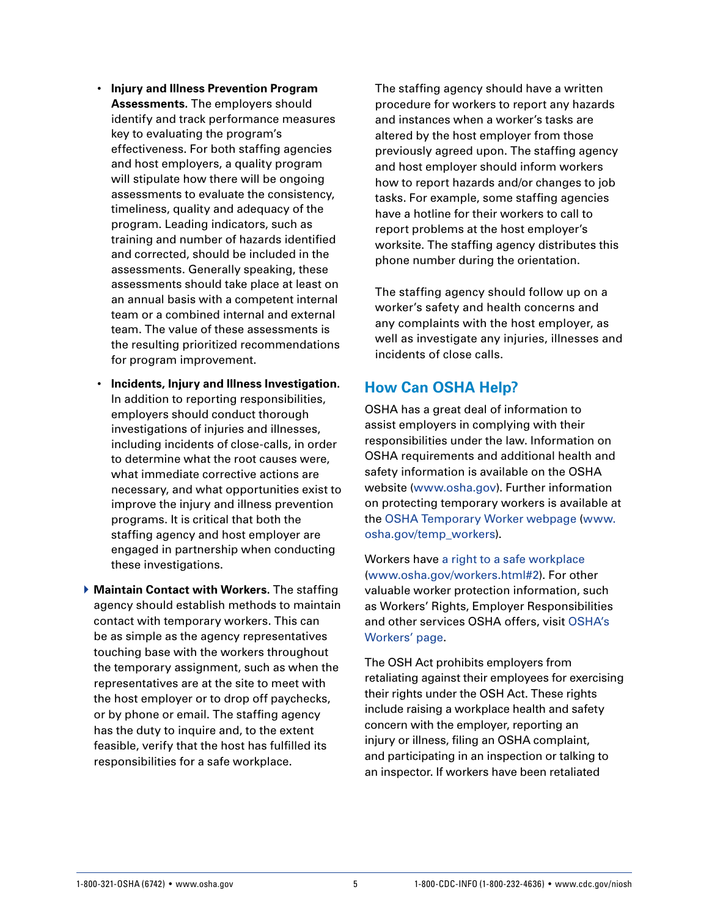- **Injury and Illness Prevention Program Assessments.** The employers should identify and track performance measures key to evaluating the program's effectiveness. For both staffing agencies and host employers, a quality program will stipulate how there will be ongoing assessments to evaluate the consistency, timeliness, quality and adequacy of the program. Leading indicators, such as training and number of hazards identified and corrected, should be included in the assessments. Generally speaking, these assessments should take place at least on an annual basis with a competent internal team or a combined internal and external team. The value of these assessments is the resulting prioritized recommendations for program improvement.

- **Incidents, Injury and Illness Investigation.** In addition to reporting responsibilities, employers should conduct thorough investigations of injuries and illnesses, including incidents of close-calls, in order to determine what the root causes were, what immediate corrective actions are necessary, and what opportunities exist to improve the injury and illness prevention programs. It is critical that both the staffing agency and host employer are engaged in partnership when conducting these investigations.

- **Maintain Contact with Workers.** The staffing agency should establish methods to maintain contact with temporary workers. This can be as simple as the agency representatives touching base with the workers throughout the temporary assignment, such as when the representatives are at the site to meet with the host employer or to drop off paychecks, or by phone or email. The staffing agency has the duty to inquire and, to the extent feasible, verify that the host has fulfilled its responsibilities for a safe workplace.

  The staffing agency should have a written procedure for workers to report any hazards and instances when a worker's tasks are altered by the host employer from those previously agreed upon. The staffing agency and host employer should inform workers how to report hazards and/or changes to job tasks. For example, some staffing agencies have a hotline for their workers to call to report problems at the host employer's worksite. The staffing agency distributes this phone number during the orientation.

  The staffing agency should follow up on a worker's safety and health concerns and any complaints with the host employer, as well as investigate any injuries, illnesses and incidents of close calls.

## How Can OSHA Help?

OSHA has a great deal of information to assist employers in complying with their responsibilities under the law. Information on OSHA requirements and additional health and safety information is available on the OSHA website (www.osha.gov). Further information on protecting temporary workers is available at the OSHA Temporary Worker webpage (www.osha.gov/temp_workers).

Workers have a right to a safe workplace (www.osha.gov/workers.html#2). For other valuable worker protection information, such as Workers' Rights, Employer Responsibilities and other services OSHA offers, visit OSHA's Workers' page.

The OSH Act prohibits employers from retaliating against their employees for exercising their rights under the OSH Act. These rights include raising a workplace health and safety concern with the employer, reporting an injury or illness, filing an OSHA complaint, and participating in an inspection or talking to an inspector. If workers have been retaliated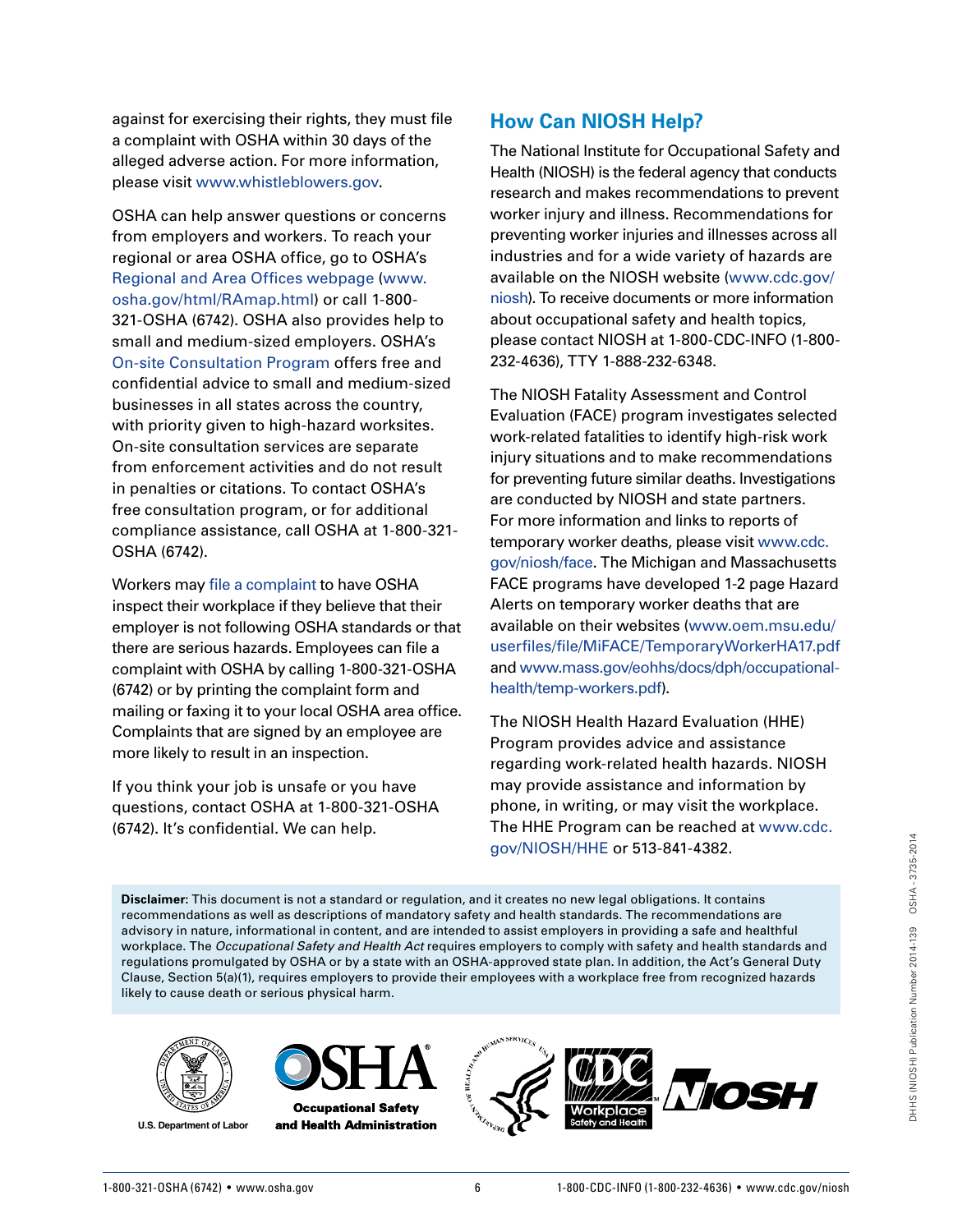against for exercising their rights, they must file a complaint with OSHA within 30 days of the alleged adverse action. For more information, please visit www.whistleblowers.gov.

OSHA can help answer questions or concerns from employers and workers. To reach your regional or area OSHA office, go to OSHA's Regional and Area Offices webpage (www.osha.gov/html/RAmap.html) or call 1-800-321-OSHA (6742). OSHA also provides help to small and medium-sized employers. OSHA's On-site Consultation Program offers free and confidential advice to small and medium-sized businesses in all states across the country, with priority given to high-hazard worksites. On-site consultation services are separate from enforcement activities and do not result in penalties or citations. To contact OSHA's free consultation program, or for additional compliance assistance, call OSHA at 1-800-321-OSHA (6742).

Workers may file a complaint to have OSHA inspect their workplace if they believe that their employer is not following OSHA standards or that there are serious hazards. Employees can file a complaint with OSHA by calling 1-800-321-OSHA (6742) or by printing the complaint form and mailing or faxing it to your local OSHA area office. Complaints that are signed by an employee are more likely to result in an inspection.

If you think your job is unsafe or you have questions, contact OSHA at 1-800-321-OSHA (6742). It's confidential. We can help.

## How Can NIOSH Help?

The National Institute for Occupational Safety and Health (NIOSH) is the federal agency that conducts research and makes recommendations to prevent worker injury and illness. Recommendations for preventing worker injuries and illnesses across all industries and for a wide variety of hazards are available on the NIOSH website (www.cdc.gov/niosh). To receive documents or more information about occupational safety and health topics, please contact NIOSH at 1-800-CDC-INFO (1-800-232-4636), TTY 1-888-232-6348.

The NIOSH Fatality Assessment and Control Evaluation (FACE) program investigates selected work-related fatalities to identify high-risk work injury situations and to make recommendations for preventing future similar deaths. Investigations are conducted by NIOSH and state partners. For more information and links to reports of temporary worker deaths, please visit www.cdc.gov/niosh/face. The Michigan and Massachusetts FACE programs have developed 1-2 page Hazard Alerts on temporary worker deaths that are available on their websites (www.oem.msu.edu/userfiles/file/MiFACE/TemporaryWorkerHA17.pdf and www.mass.gov/eohhs/docs/dph/occupational-health/temp-workers.pdf).

The NIOSH Health Hazard Evaluation (HHE) Program provides advice and assistance regarding work-related health hazards. NIOSH may provide assistance and information by phone, in writing, or may visit the workplace. The HHE Program can be reached at www.cdc.gov/NIOSH/HHE or 513-841-4382.

**Disclaimer:** This document is not a standard or regulation, and it creates no new legal obligations. It contains recommendations as well as descriptions of mandatory safety and health standards. The recommendations are advisory in nature, informational in content, and are intended to assist employers in providing a safe and healthful workplace. The *Occupational Safety and Health Act* requires employers to comply with safety and health standards and regulations promulgated by OSHA or by a state with an OSHA-approved state plan. In addition, the Act's General Duty Clause, Section 5(a)(1), requires employers to provide their employees with a workplace free from recognized hazards likely to cause death or serious physical harm.

U.S. Department of Labor

OSHA® Occupational Safety and Health Administration

CDC Workplace Safety and Health

NIOSH

DHHS (NIOSH) Publication Number 2014-139 OSHA - 3735-2014